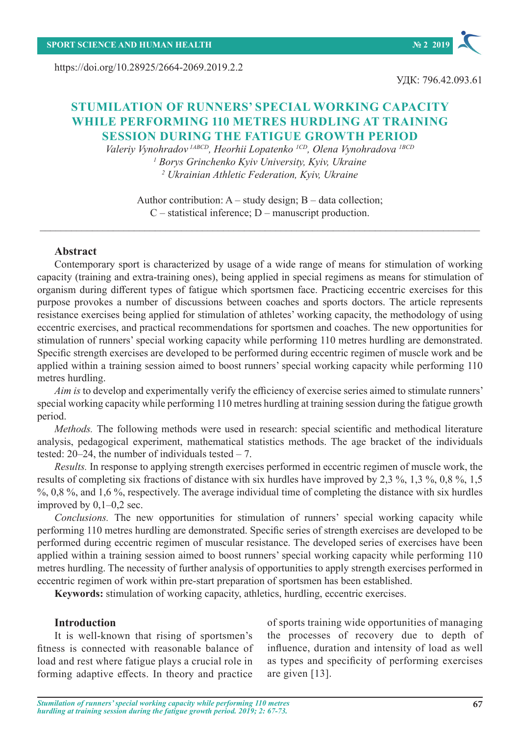https://doi.org/10.28925/2664-2069.2019.2.2

УДК: 796.42.093.61

# STUMILATION OF RUNNERS' SPECIAL WORKING CAPACITY WHILE PERFORMING 110 METRES HURDLING AT TRAINING SESSION DURING THE FATIGUE GROWTH PERIOD

*Valeriy Vynohradov [1ABCD], Heorhii Lopatenko [1CD], Olena Vynohradova [1BCD]*
*[1] Borys Grinchenko Kyiv University, Kyiv, Ukraine*
*[2] Ukrainian Athletic Federation, Kyiv, Ukraine*

Author contribution: A – study design; B – data collection; C – statistical inference; D – manuscript production.

---

## Abstract

Contemporary sport is characterized by usage of a wide range of means for stimulation of working capacity (training and extra-training ones), being applied in special regimens as means for stimulation of organism during different types of fatigue which sportsmen face. Practicing eccentric exercises for this purpose provokes a number of discussions between coaches and sports doctors. The article represents resistance exercises being applied for stimulation of athletes' working capacity, the methodology of using eccentric exercises, and practical recommendations for sportsmen and coaches. The new opportunities for stimulation of runners' special working capacity while performing 110 metres hurdling are demonstrated. Specific strength exercises are developed to be performed during eccentric regimen of muscle work and be applied within a training session aimed to boost runners' special working capacity while performing 110 metres hurdling.

*Aim is* to develop and experimentally verify the efficiency of exercise series aimed to stimulate runners' special working capacity while performing 110 metres hurdling at training session during the fatigue growth period.

*Methods.* The following methods were used in research: special scientific and methodical literature analysis, pedagogical experiment, mathematical statistics methods. The age bracket of the individuals tested: 20–24, the number of individuals tested – 7.

*Results.* In response to applying strength exercises performed in eccentric regimen of muscle work, the results of completing six fractions of distance with six hurdles have improved by 2,3 %, 1,3 %, 0,8 %, 1,5 %, 0,8 %, and 1,6 %, respectively. The average individual time of completing the distance with six hurdles improved by 0,1–0,2 sec.

*Conclusions.* The new opportunities for stimulation of runners' special working capacity while performing 110 metres hurdling are demonstrated. Specific series of strength exercises are developed to be performed during eccentric regimen of muscular resistance. The developed series of exercises have been applied within a training session aimed to boost runners' special working capacity while performing 110 metres hurdling. The necessity of further analysis of opportunities to apply strength exercises performed in eccentric regimen of work within pre-start preparation of sportsmen has been established.

**Keywords:** stimulation of working capacity, athletics, hurdling, eccentric exercises.

## Introduction

It is well-known that rising of sportsmen's fitness is connected with reasonable balance of load and rest where fatigue plays a crucial role in forming adaptive effects. In theory and practice of sports training wide opportunities of managing the processes of recovery due to depth of influence, duration and intensity of load as well as types and specificity of performing exercises are given [13].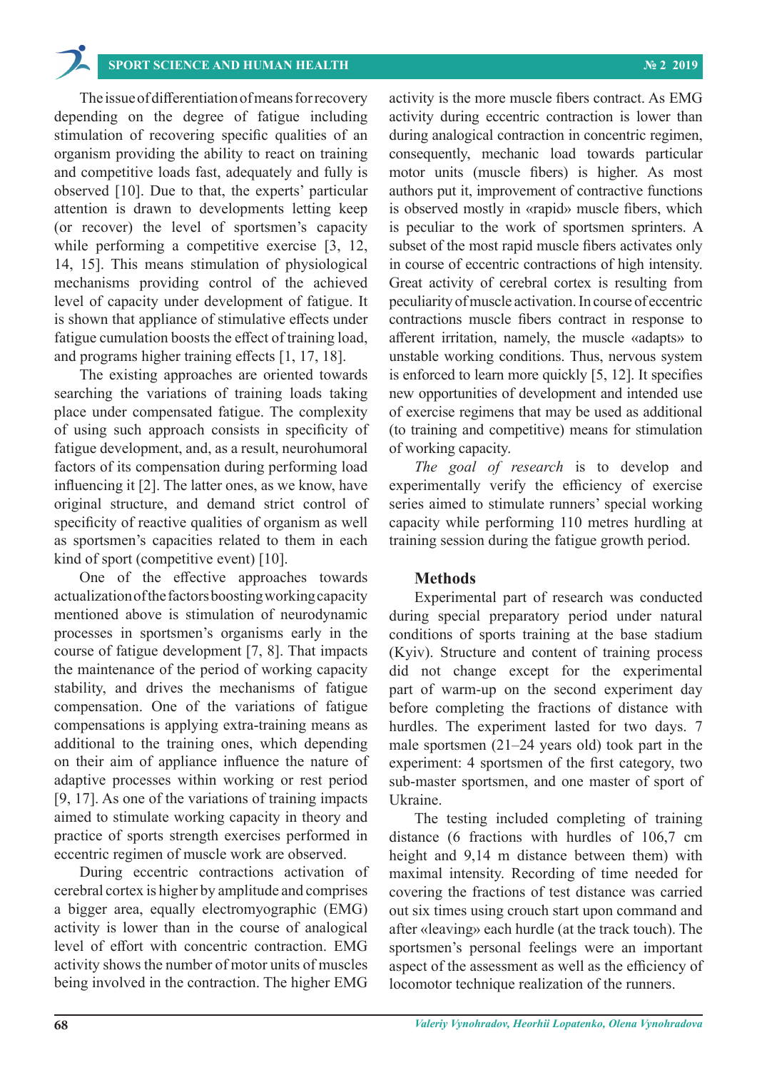The issue of differentiation of means for recovery depending on the degree of fatigue including stimulation of recovering specific qualities of an organism providing the ability to react on training and competitive loads fast, adequately and fully is observed [10]. Due to that, the experts' particular attention is drawn to developments letting keep (or recover) the level of sportsmen's capacity while performing a competitive exercise [3, 12, 14, 15]. This means stimulation of physiological mechanisms providing control of the achieved level of capacity under development of fatigue. It is shown that appliance of stimulative effects under fatigue cumulation boosts the effect of training load, and programs higher training effects [1, 17, 18].

The existing approaches are oriented towards searching the variations of training loads taking place under compensated fatigue. The complexity of using such approach consists in specificity of fatigue development, and, as a result, neurohumoral factors of its compensation during performing load influencing it [2]. The latter ones, as we know, have original structure, and demand strict control of specificity of reactive qualities of organism as well as sportsmen's capacities related to them in each kind of sport (competitive event) [10].

One of the effective approaches towards actualization of the factors boosting working capacity mentioned above is stimulation of neurodynamic processes in sportsmen's organisms early in the course of fatigue development [7, 8]. That impacts the maintenance of the period of working capacity stability, and drives the mechanisms of fatigue compensation. One of the variations of fatigue compensations is applying extra-training means as additional to the training ones, which depending on their aim of appliance influence the nature of adaptive processes within working or rest period [9, 17]. As one of the variations of training impacts aimed to stimulate working capacity in theory and practice of sports strength exercises performed in eccentric regimen of muscle work are observed.

During eccentric contractions activation of cerebral cortex is higher by amplitude and comprises a bigger area, equally electromyographic (EMG) activity is lower than in the course of analogical level of effort with concentric contraction. EMG activity shows the number of motor units of muscles being involved in the contraction. The higher EMG activity is the more muscle fibers contract. As EMG activity during eccentric contraction is lower than during analogical contraction in concentric regimen, consequently, mechanic load towards particular motor units (muscle fibers) is higher. As most authors put it, improvement of contractive functions is observed mostly in «rapid» muscle fibers, which is peculiar to the work of sportsmen sprinters. A subset of the most rapid muscle fibers activates only in course of eccentric contractions of high intensity. Great activity of cerebral cortex is resulting from peculiarity of muscle activation. In course of eccentric contractions muscle fibers contract in response to afferent irritation, namely, the muscle «adapts» to unstable working conditions. Thus, nervous system is enforced to learn more quickly [5, 12]. It specifies new opportunities of development and intended use of exercise regimens that may be used as additional (to training and competitive) means for stimulation of working capacity.

*The goal of research* is to develop and experimentally verify the efficiency of exercise series aimed to stimulate runners' special working capacity while performing 110 metres hurdling at training session during the fatigue growth period.

## Methods

Experimental part of research was conducted during special preparatory period under natural conditions of sports training at the base stadium (Kyiv). Structure and content of training process did not change except for the experimental part of warm-up on the second experiment day before completing the fractions of distance with hurdles. The experiment lasted for two days. 7 male sportsmen (21–24 years old) took part in the experiment: 4 sportsmen of the first category, two sub-master sportsmen, and one master of sport of Ukraine.

The testing included completing of training distance (6 fractions with hurdles of 106,7 cm height and 9,14 m distance between them) with maximal intensity. Recording of time needed for covering the fractions of test distance was carried out six times using crouch start upon command and after «leaving» each hurdle (at the track touch). The sportsmen's personal feelings were an important aspect of the assessment as well as the efficiency of locomotor technique realization of the runners.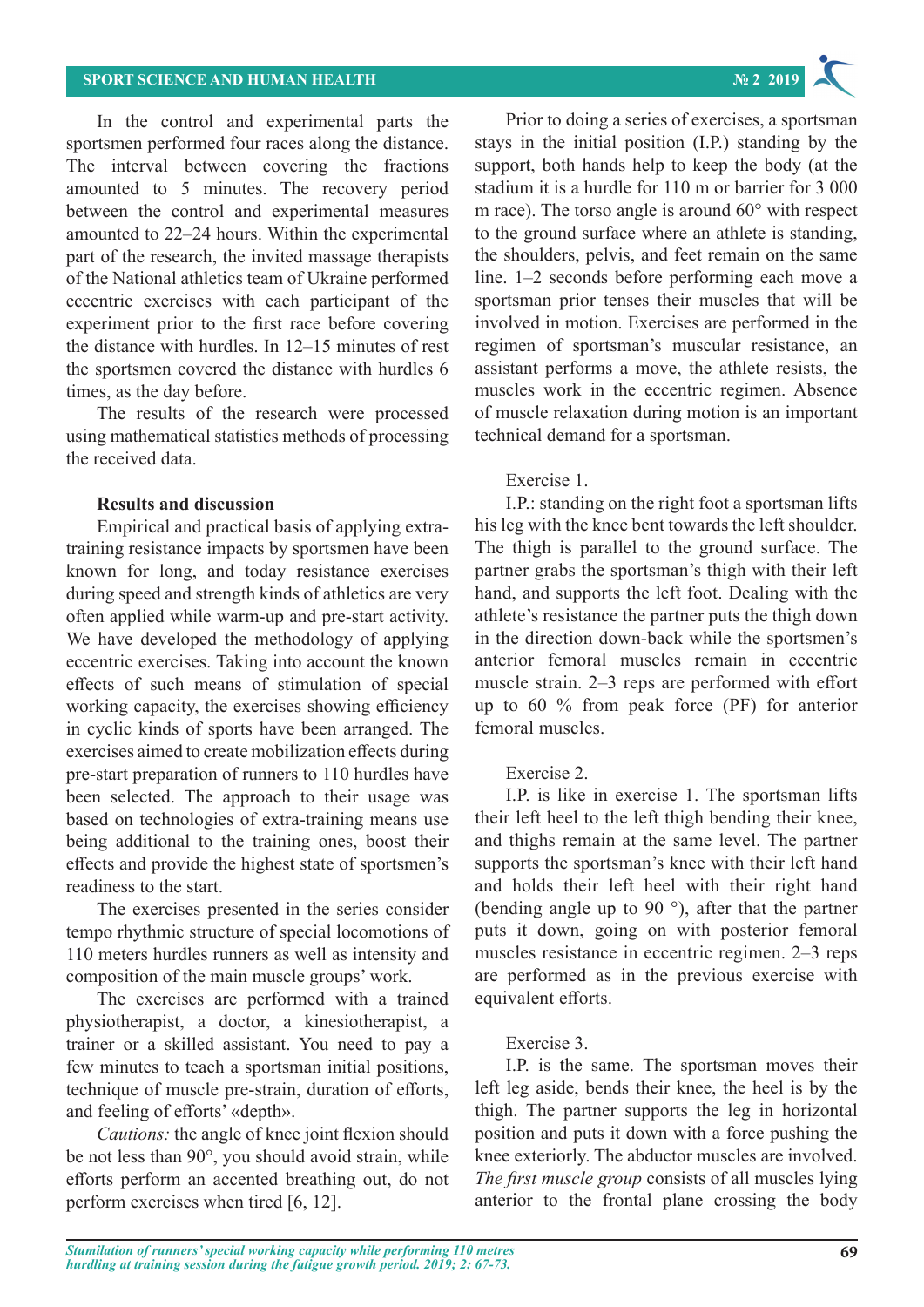In the control and experimental parts the sportsmen performed four races along the distance. The interval between covering the fractions amounted to 5 minutes. The recovery period between the control and experimental measures amounted to 22–24 hours. Within the experimental part of the research, the invited massage therapists of the National athletics team of Ukraine performed eccentric exercises with each participant of the experiment prior to the first race before covering the distance with hurdles. In 12–15 minutes of rest the sportsmen covered the distance with hurdles 6 times, as the day before.

The results of the research were processed using mathematical statistics methods of processing the received data.

### Results and discussion

Empirical and practical basis of applying extra-training resistance impacts by sportsmen have been known for long, and today resistance exercises during speed and strength kinds of athletics are very often applied while warm-up and pre-start activity. We have developed the methodology of applying eccentric exercises. Taking into account the known effects of such means of stimulation of special working capacity, the exercises showing efficiency in cyclic kinds of sports have been arranged. The exercises aimed to create mobilization effects during pre-start preparation of runners to 110 hurdles have been selected. The approach to their usage was based on technologies of extra-training means use being additional to the training ones, boost their effects and provide the highest state of sportsmen's readiness to the start.

The exercises presented in the series consider tempo rhythmic structure of special locomotions of 110 meters hurdles runners as well as intensity and composition of the main muscle groups' work.

The exercises are performed with a trained physiotherapist, a doctor, a kinesiotherapist, a trainer or a skilled assistant. You need to pay a few minutes to teach a sportsman initial positions, technique of muscle pre-strain, duration of efforts, and feeling of efforts' «depth».

*Cautions:* the angle of knee joint flexion should be not less than 90°, you should avoid strain, while efforts perform an accented breathing out, do not perform exercises when tired [6, 12].

Prior to doing a series of exercises, a sportsman stays in the initial position (I.P.) standing by the support, both hands help to keep the body (at the stadium it is a hurdle for 110 m or barrier for 3 000 m race). The torso angle is around 60° with respect to the ground surface where an athlete is standing, the shoulders, pelvis, and feet remain on the same line. 1–2 seconds before performing each move a sportsman prior tenses their muscles that will be involved in motion. Exercises are performed in the regimen of sportsman's muscular resistance, an assistant performs a move, the athlete resists, the muscles work in the eccentric regimen. Absence of muscle relaxation during motion is an important technical demand for a sportsman.

Exercise 1.

I.P.: standing on the right foot a sportsman lifts his leg with the knee bent towards the left shoulder. The thigh is parallel to the ground surface. The partner grabs the sportsman's thigh with their left hand, and supports the left foot. Dealing with the athlete's resistance the partner puts the thigh down in the direction down-back while the sportsmen's anterior femoral muscles remain in eccentric muscle strain. 2–3 reps are performed with effort up to 60 % from peak force (PF) for anterior femoral muscles.

Exercise 2.

I.P. is like in exercise 1. The sportsman lifts their left heel to the left thigh bending their knee, and thighs remain at the same level. The partner supports the sportsman's knee with their left hand and holds their left heel with their right hand (bending angle up to 90 °), after that the partner puts it down, going on with posterior femoral muscles resistance in eccentric regimen. 2–3 reps are performed as in the previous exercise with equivalent efforts.

Exercise 3.

I.P. is the same. The sportsman moves their left leg aside, bends their knee, the heel is by the thigh. The partner supports the leg in horizontal position and puts it down with a force pushing the knee exteriorly. The abductor muscles are involved. *The first muscle group* consists of all muscles lying anterior to the frontal plane crossing the body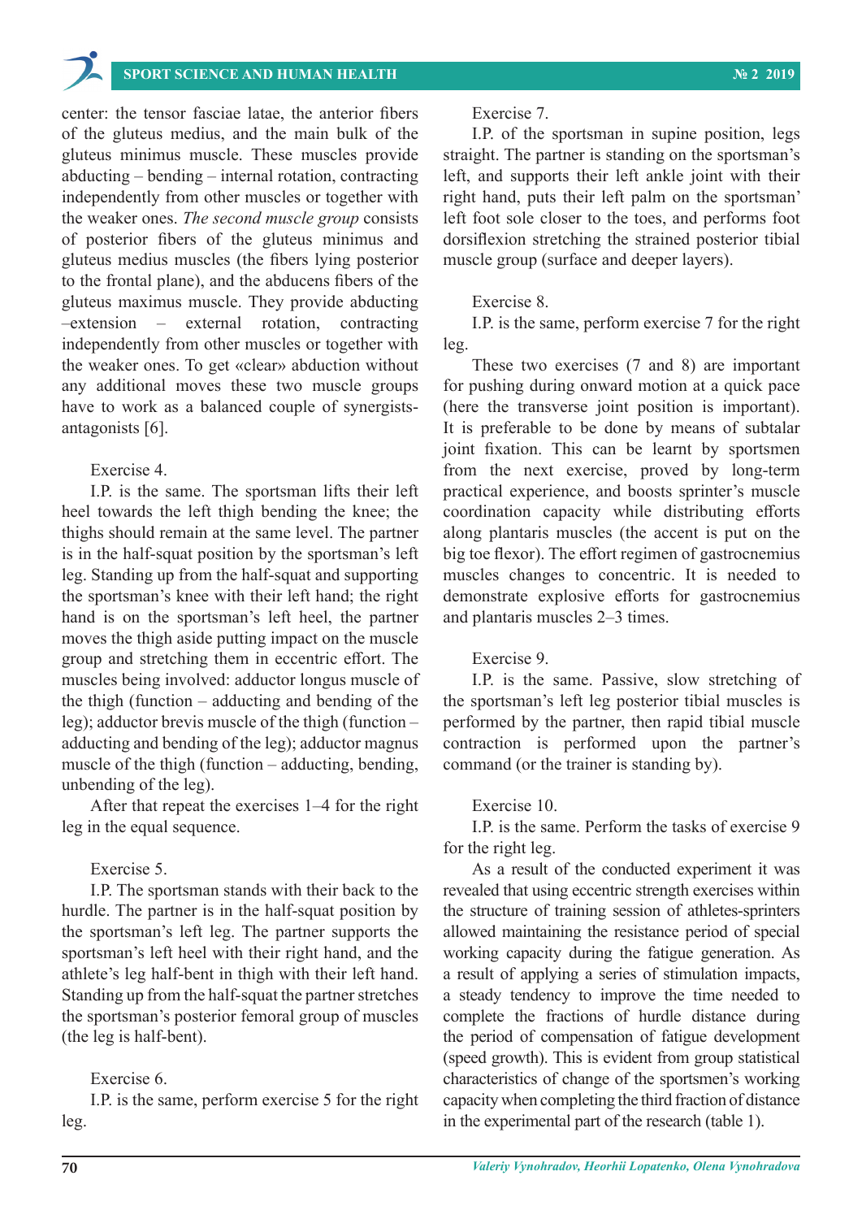center: the tensor fasciae latae, the anterior fibers of the gluteus medius, and the main bulk of the gluteus minimus muscle. These muscles provide abducting – bending – internal rotation, contracting independently from other muscles or together with the weaker ones. *The second muscle group* consists of posterior fibers of the gluteus minimus and gluteus medius muscles (the fibers lying posterior to the frontal plane), and the abducens fibers of the gluteus maximus muscle. They provide abducting –extension – external rotation, contracting independently from other muscles or together with the weaker ones. To get «clear» abduction without any additional moves these two muscle groups have to work as a balanced couple of synergists-antagonists [6].

Exercise 4.

I.P. is the same. The sportsman lifts their left heel towards the left thigh bending the knee; the thighs should remain at the same level. The partner is in the half-squat position by the sportsman's left leg. Standing up from the half-squat and supporting the sportsman's knee with their left hand; the right hand is on the sportsman's left heel, the partner moves the thigh aside putting impact on the muscle group and stretching them in eccentric effort. The muscles being involved: adductor longus muscle of the thigh (function – adducting and bending of the leg); adductor brevis muscle of the thigh (function – adducting and bending of the leg); adductor magnus muscle of the thigh (function – adducting, bending, unbending of the leg).

After that repeat the exercises 1–4 for the right leg in the equal sequence.

Exercise 5.

I.P. The sportsman stands with their back to the hurdle. The partner is in the half-squat position by the sportsman's left leg. The partner supports the sportsman's left heel with their right hand, and the athlete's leg half-bent in thigh with their left hand. Standing up from the half-squat the partner stretches the sportsman's posterior femoral group of muscles (the leg is half-bent).

Exercise 6.

I.P. is the same, perform exercise 5 for the right leg.

Exercise 7.

I.P. of the sportsman in supine position, legs straight. The partner is standing on the sportsman's left, and supports their left ankle joint with their right hand, puts their left palm on the sportsman' left foot sole closer to the toes, and performs foot dorsiflexion stretching the strained posterior tibial muscle group (surface and deeper layers).

Exercise 8.

I.P. is the same, perform exercise 7 for the right leg.

These two exercises (7 and 8) are important for pushing during onward motion at a quick pace (here the transverse joint position is important). It is preferable to be done by means of subtalar joint fixation. This can be learnt by sportsmen from the next exercise, proved by long-term practical experience, and boosts sprinter's muscle coordination capacity while distributing efforts along plantaris muscles (the accent is put on the big toe flexor). The effort regimen of gastrocnemius muscles changes to concentric. It is needed to demonstrate explosive efforts for gastrocnemius and plantaris muscles 2–3 times.

Exercise 9.

I.P. is the same. Passive, slow stretching of the sportsman's left leg posterior tibial muscles is performed by the partner, then rapid tibial muscle contraction is performed upon the partner's command (or the trainer is standing by).

Exercise 10.

I.P. is the same. Perform the tasks of exercise 9 for the right leg.

As a result of the conducted experiment it was revealed that using eccentric strength exercises within the structure of training session of athletes-sprinters allowed maintaining the resistance period of special working capacity during the fatigue generation. As a result of applying a series of stimulation impacts, a steady tendency to improve the time needed to complete the fractions of hurdle distance during the period of compensation of fatigue development (speed growth). This is evident from group statistical characteristics of change of the sportsmen's working capacity when completing the third fraction of distance in the experimental part of the research (table 1).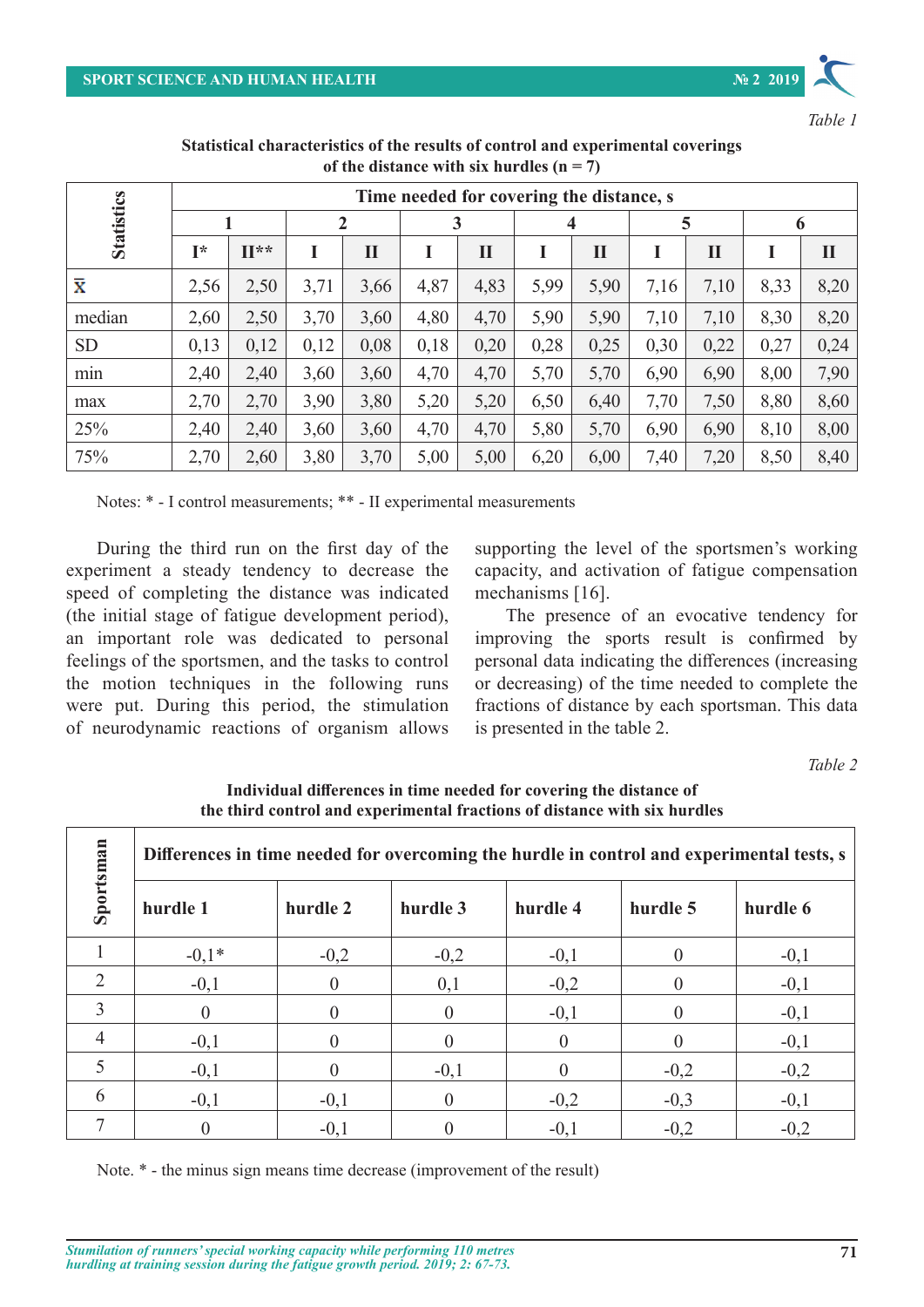*Table 1*

**Statistical characteristics of the results of control and experimental coverings of the distance with six hurdles (n = 7)**

| Statistics | Time needed for covering the distance, s | | | | | | | | | | | |
|---|---|---|---|---|---|---|---|---|---|---|---|---|
| | 1 | | 2 | | 3 | | 4 | | 5 | | 6 | |
| | I* | II** | I | II | I | II | I | II | I | II | I | II |
| $\bar{x}$ | 2,56 | 2,50 | 3,71 | 3,66 | 4,87 | 4,83 | 5,99 | 5,90 | 7,16 | 7,10 | 8,33 | 8,20 |
| median | 2,60 | 2,50 | 3,70 | 3,60 | 4,80 | 4,70 | 5,90 | 5,90 | 7,10 | 7,10 | 8,30 | 8,20 |
| SD | 0,13 | 0,12 | 0,12 | 0,08 | 0,18 | 0,20 | 0,28 | 0,25 | 0,30 | 0,22 | 0,27 | 0,24 |
| min | 2,40 | 2,40 | 3,60 | 3,60 | 4,70 | 4,70 | 5,70 | 5,70 | 6,90 | 6,90 | 8,00 | 7,90 |
| max | 2,70 | 2,70 | 3,90 | 3,80 | 5,20 | 5,20 | 6,50 | 6,40 | 7,70 | 7,50 | 8,80 | 8,60 |
| 25% | 2,40 | 2,40 | 3,60 | 3,60 | 4,70 | 4,70 | 5,80 | 5,70 | 6,90 | 6,90 | 8,10 | 8,00 |
| 75% | 2,70 | 2,60 | 3,80 | 3,70 | 5,00 | 5,00 | 6,20 | 6,00 | 7,40 | 7,20 | 8,50 | 8,40 |

Notes: * - I control measurements; ** - II experimental measurements

During the third run on the first day of the experiment a steady tendency to decrease the speed of completing the distance was indicated (the initial stage of fatigue development period), an important role was dedicated to personal feelings of the sportsmen, and the tasks to control the motion techniques in the following runs were put. During this period, the stimulation of neurodynamic reactions of organism allows supporting the level of the sportsmen's working capacity, and activation of fatigue compensation mechanisms [16].

The presence of an evocative tendency for improving the sports result is confirmed by personal data indicating the differences (increasing or decreasing) of the time needed to complete the fractions of distance by each sportsman. This data is presented in the table 2.

*Table 2*

**Individual differences in time needed for covering the distance of the third control and experimental fractions of distance with six hurdles**

| Sportsman | Differences in time needed for overcoming the hurdle in control and experimental tests, s | | | | | |
|---|---|---|---|---|---|---|
| | hurdle 1 | hurdle 2 | hurdle 3 | hurdle 4 | hurdle 5 | hurdle 6 |
| 1 | -0,1* | -0,2 | -0,2 | -0,1 | 0 | -0,1 |
| 2 | -0,1 | 0 | 0,1 | -0,2 | 0 | -0,1 |
| 3 | 0 | 0 | 0 | -0,1 | 0 | -0,1 |
| 4 | -0,1 | 0 | 0 | 0 | 0 | -0,1 |
| 5 | -0,1 | 0 | -0,1 | 0 | -0,2 | -0,2 |
| 6 | -0,1 | -0,1 | 0 | -0,2 | -0,3 | -0,1 |
| 7 | 0 | -0,1 | 0 | -0,1 | -0,2 | -0,2 |

Note. * - the minus sign means time decrease (improvement of the result)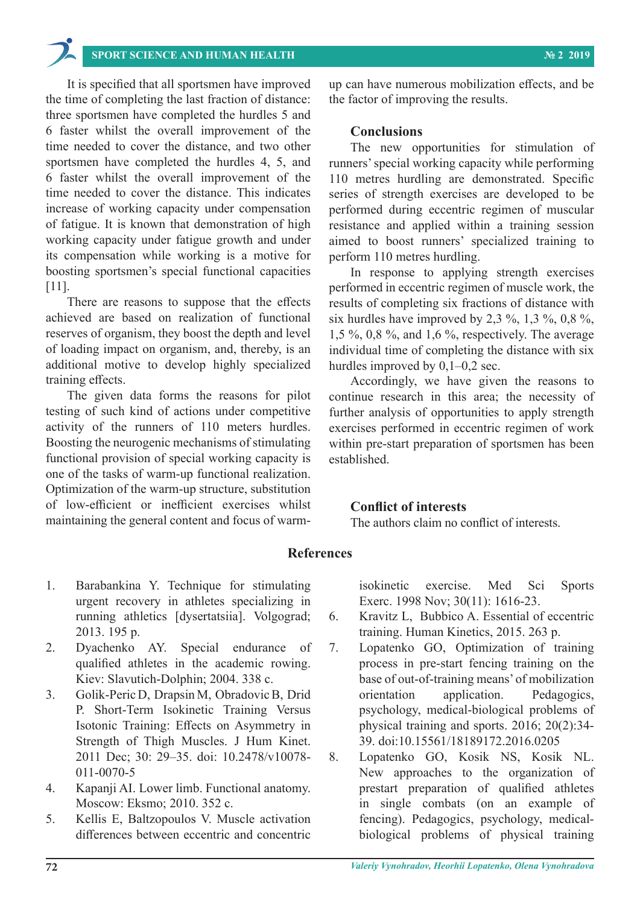It is specified that all sportsmen have improved the time of completing the last fraction of distance: three sportsmen have completed the hurdles 5 and 6 faster whilst the overall improvement of the time needed to cover the distance, and two other sportsmen have completed the hurdles 4, 5, and 6 faster whilst the overall improvement of the time needed to cover the distance. This indicates increase of working capacity under compensation of fatigue. It is known that demonstration of high working capacity under fatigue growth and under its compensation while working is a motive for boosting sportsmen's special functional capacities [11].

There are reasons to suppose that the effects achieved are based on realization of functional reserves of organism, they boost the depth and level of loading impact on organism, and, thereby, is an additional motive to develop highly specialized training effects.

The given data forms the reasons for pilot testing of such kind of actions under competitive activity of the runners of 110 meters hurdles. Boosting the neurogenic mechanisms of stimulating functional provision of special working capacity is one of the tasks of warm-up functional realization. Optimization of the warm-up structure, substitution of low-efficient or inefficient exercises whilst maintaining the general content and focus of warm-up can have numerous mobilization effects, and be the factor of improving the results.

## Conclusions

The new opportunities for stimulation of runners' special working capacity while performing 110 metres hurdling are demonstrated. Specific series of strength exercises are developed to be performed during eccentric regimen of muscular resistance and applied within a training session aimed to boost runners' specialized training to perform 110 metres hurdling.

In response to applying strength exercises performed in eccentric regimen of muscle work, the results of completing six fractions of distance with six hurdles have improved by 2,3 %, 1,3 %, 0,8 %, 1,5 %, 0,8 %, and 1,6 %, respectively. The average individual time of completing the distance with six hurdles improved by 0,1–0,2 sec.

Accordingly, we have given the reasons to continue research in this area; the necessity of further analysis of opportunities to apply strength exercises performed in eccentric regimen of work within pre-start preparation of sportsmen has been established.

## Conflict of interests

The authors claim no conflict of interests.

## References

1. Barabankina Y. Technique for stimulating urgent recovery in athletes specializing in running athletics [dysertatsiia]. Volgograd; 2013. 195 p.
2. Dyachenko AY. Special endurance of qualified athletes in the academic rowing. Kiev: Slavutich-Dolphin; 2004. 338 c.
3. Golik-Peric D, Drapsin M, Obradovic B, Drid P. Short-Term Isokinetic Training Versus Isotonic Training: Effects on Asymmetry in Strength of Thigh Muscles. J Hum Kinet. 2011 Dec; 30: 29–35. doi: 10.2478/v10078-011-0070-5
4. Kapanji AI. Lower limb. Functional anatomy. Moscow: Eksmo; 2010. 352 c.
5. Kellis E, Baltzopoulos V. Muscle activation differences between eccentric and concentric isokinetic exercise. Med Sci Sports Exerc. 1998 Nov; 30(11): 1616-23.
6. Kravitz L, Bubbico A. Essential of eccentric training. Human Kinetics, 2015. 263 p.
7. Lopatenko GO, Optimization of training process in pre-start fencing training on the base of out-of-training means' of mobilization orientation application. Pedagogics, psychology, medical-biological problems of physical training and sports. 2016; 20(2):34-39. doi:10.15561/18189172.2016.0205
8. Lopatenko GO, Kosik NS, Kosik NL. New approaches to the organization of prestart preparation of qualified athletes in single combats (on an example of fencing). Pedagogics, psychology, medical-biological problems of physical training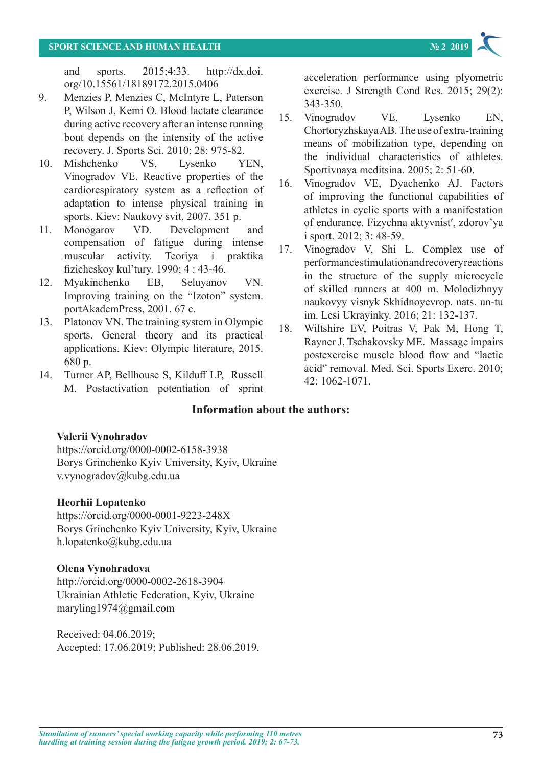and sports. 2015;4:33. http://dx.doi.org/10.15561/18189172.2015.0406

9. Menzies P, Menzies C, McIntyre L, Paterson P, Wilson J, Kemi O. Blood lactate clearance during active recovery after an intense running bout depends on the intensity of the active recovery. J. Sports Sci. 2010; 28: 975-82.
10. Mishchenko VS, Lysenko YEN, Vinogradov VE. Reactive properties of the cardiorespiratory system as a reflection of adaptation to intense physical training in sports. Kiev: Naukovy svit, 2007. 351 p.
11. Monogarov VD. Development and compensation of fatigue during intense muscular activity. Teoriya i praktika fizicheskoy kul'tury. 1990; 4 : 43-46.
12. Myakinchenko EB, Seluyanov VN. Improving training on the "Izoton" system. portAkademPress, 2001. 67 c.
13. Platonov VN. The training system in Olympic sports. General theory and its practical applications. Kiev: Olympic literature, 2015. 680 p.
14. Turner AP, Bellhouse S, Kilduff LP, Russell M. Postactivation potentiation of sprint acceleration performance using plyometric exercise. J Strength Cond Res. 2015; 29(2): 343-350.
15. Vinogradov VE, Lysenko EN, Chortoryzhskaya AB. The use of extra-training means of mobilization type, depending on the individual characteristics of athletes. Sportivnaya meditsina. 2005; 2: 51-60.
16. Vinogradov VE, Dyachenko AJ. Factors of improving the functional capabilities of athletes in cyclic sports with a manifestation of endurance. Fizychna aktyvnist′, zdorov'ya i sport. 2012; 3: 48-59.
17. Vinogradov V, Shi L. Complex use of performance stimulation and recovery reactions in the structure of the supply microcycle of skilled runners at 400 m. Molodizhnyy naukovyy visnyk Skhidnoyevrop. nats. un-tu im. Lesi Ukrayinky. 2016; 21: 132-137.
18. Wiltshire EV, Poitras V, Pak M, Hong T, Rayner J, Tschakovsky ME. Massage impairs postexercise muscle blood flow and "lactic acid" removal. Med. Sci. Sports Exerc. 2010; 42: 1062-1071.

## Information about the authors:

**Valerii Vynohradov**
https://orcid.org/0000-0002-6158-3938
Borys Grinchenko Kyiv University, Kyiv, Ukraine
v.vynogradov@kubg.edu.ua

**Heorhii Lopatenko**
https://orcid.org/0000-0001-9223-248X
Borys Grinchenko Kyiv University, Kyiv, Ukraine
h.lopatenko@kubg.edu.ua

**Olena Vynohradova**
http://orcid.org/0000-0002-2618-3904
Ukrainian Athletic Federation, Kyiv, Ukraine
maryling1974@gmail.com

Received: 04.06.2019;
Accepted: 17.06.2019; Published: 28.06.2019.